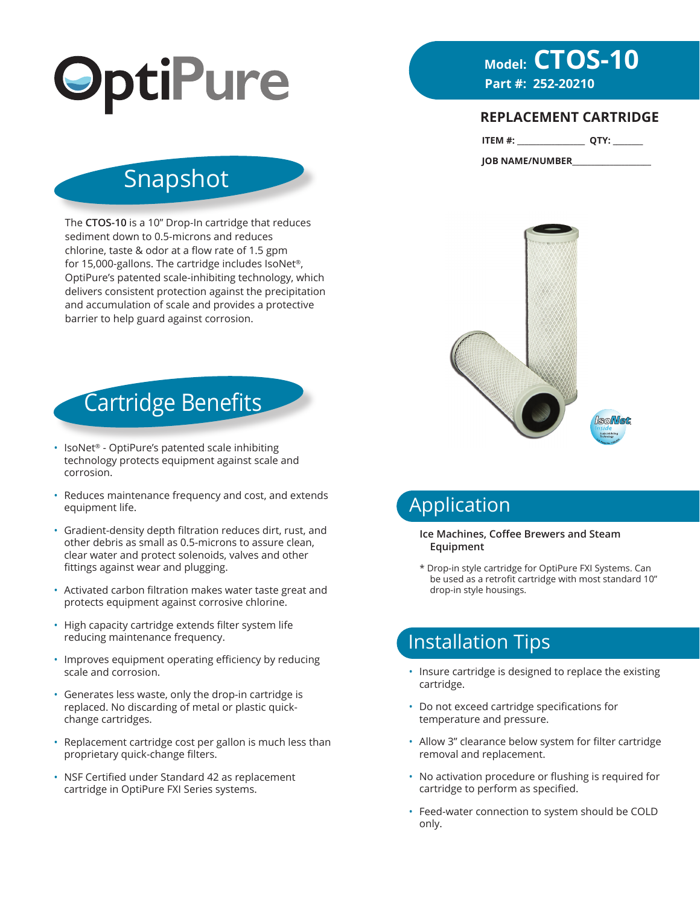# OptiPure

**Model: CTOS-10**
**Part #: 252-20210**

**REPLACEMENT CARTRIDGE**

**ITEM #:** _______________ **QTY:** _______

**JOB NAME/NUMBER**_________________

## Snapshot

The **CTOS-10** is a 10" Drop-In cartridge that reduces sediment down to 0.5-microns and reduces chlorine, taste & odor at a flow rate of 1.5 gpm for 15,000-gallons. The cartridge includes IsoNet®, OptiPure's patented scale-inhibiting technology, which delivers consistent protection against the precipitation and accumulation of scale and provides a protective barrier to help guard against corrosion.

## Cartridge Benefits

- IsoNet® - OptiPure's patented scale inhibiting technology protects equipment against scale and corrosion.
- Reduces maintenance frequency and cost, and extends equipment life.
- Gradient-density depth filtration reduces dirt, rust, and other debris as small as 0.5-microns to assure clean, clear water and protect solenoids, valves and other fittings against wear and plugging.
- Activated carbon filtration makes water taste great and protects equipment against corrosive chlorine.
- High capacity cartridge extends filter system life reducing maintenance frequency.
- Improves equipment operating efficiency by reducing scale and corrosion.
- Generates less waste, only the drop-in cartridge is replaced. No discarding of metal or plastic quick-change cartridges.
- Replacement cartridge cost per gallon is much less than proprietary quick-change filters.
- NSF Certified under Standard 42 as replacement cartridge in OptiPure FXI Series systems.

## Application

**Ice Machines, Coffee Brewers and Steam Equipment**

* Drop-in style cartridge for OptiPure FXI Systems. Can be used as a retrofit cartridge with most standard 10" drop-in style housings.

## Installation Tips

- Insure cartridge is designed to replace the existing cartridge.
- Do not exceed cartridge specifications for temperature and pressure.
- Allow 3" clearance below system for filter cartridge removal and replacement.
- No activation procedure or flushing is required for cartridge to perform as specified.
- Feed-water connection to system should be COLD only.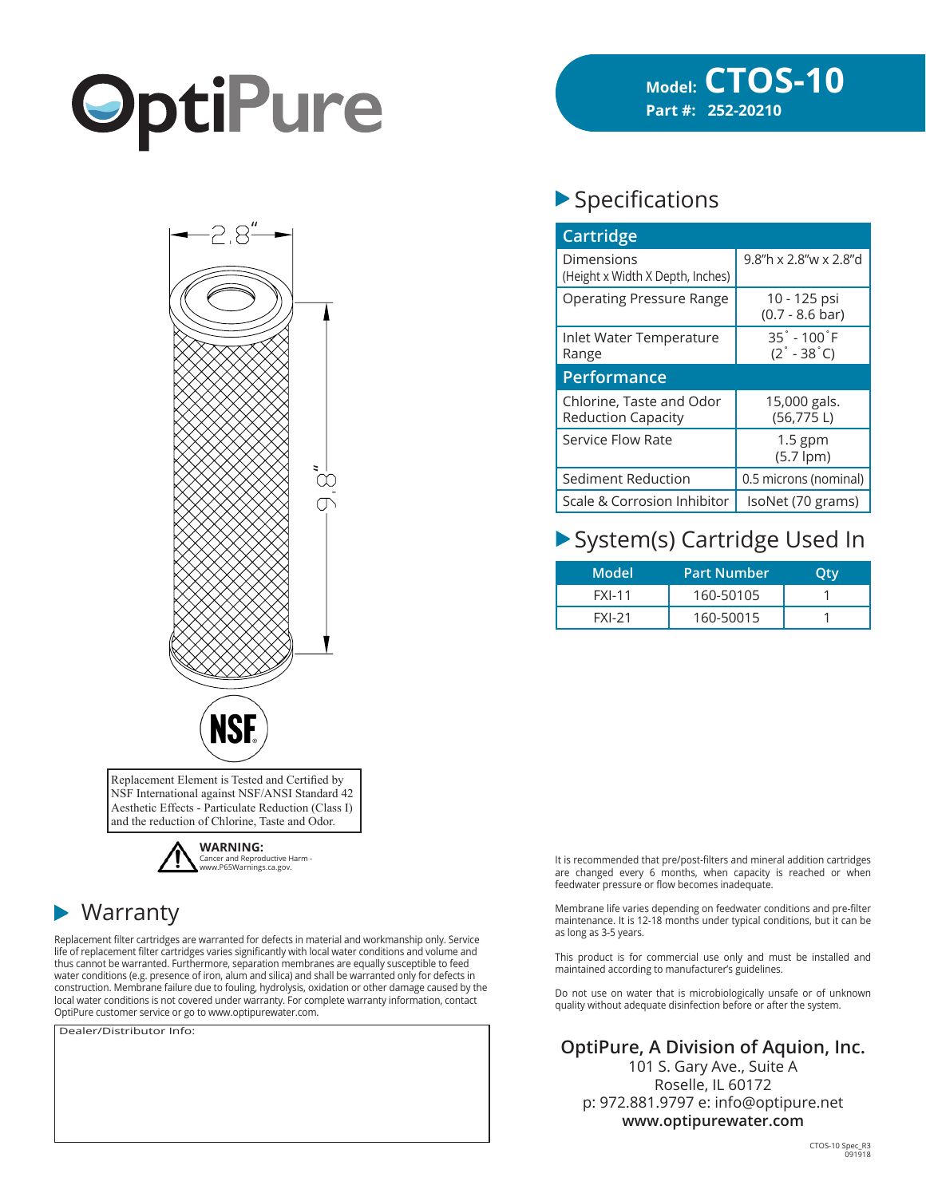# OptiPure

**Model: CTOS-10**
**Part #: 252-20210**

## Specifications

| Cartridge | |
|---|---|
| Dimensions (Height x Width X Depth, Inches) | 9.8"h x 2.8"w x 2.8"d |
| Operating Pressure Range | 10 - 125 psi (0.7 - 8.6 bar) |
| Inlet Water Temperature Range | 35˚ - 100˚F (2˚ - 38˚C) |
| **Performance** | |
| Chlorine, Taste and Odor Reduction Capacity | 15,000 gals. (56,775 L) |
| Service Flow Rate | 1.5 gpm (5.7 lpm) |
| Sediment Reduction | 0.5 microns (nominal) |
| Scale & Corrosion Inhibitor | IsoNet (70 grams) |

## System(s) Cartridge Used In

| Model | Part Number | Qty |
|---|---|---|
| FXI-11 | 160-50105 | 1 |
| FXI-21 | 160-50015 | 1 |

2.8"

9.8"

NSF

Replacement Element is Tested and Certified by NSF International against NSF/ANSI Standard 42 Aesthetic Effects - Particulate Reduction (Class I) and the reduction of Chlorine, Taste and Odor.

**WARNING:**
Cancer and Reproductive Harm - www.P65Warnings.ca.gov.

## Warranty

Replacement filter cartridges are warranted for defects in material and workmanship only. Service life of replacement filter cartridges varies significantly with local water conditions and volume and thus cannot be warranted. Furthermore, separation membranes are equally susceptible to feed water conditions (e.g. presence of iron, alum and silica) and shall be warranted only for defects in construction. Membrane failure due to fouling, hydrolysis, oxidation or other damage caused by the local water conditions is not covered under warranty. For complete warranty information, contact OptiPure customer service or go to www.optipurewater.com.

Dealer/Distributor Info:

It is recommended that pre/post-filters and mineral addition cartridges are changed every 6 months, when capacity is reached or when feedwater pressure or flow becomes inadequate.

Membrane life varies depending on feedwater conditions and pre-filter maintenance. It is 12-18 months under typical conditions, but it can be as long as 3-5 years.

This product is for commercial use only and must be installed and maintained according to manufacturer's guidelines.

Do not use on water that is microbiologically unsafe or of unknown quality without adequate disinfection before or after the system.

**OptiPure, A Division of Aquion, Inc.**
101 S. Gary Ave., Suite A
Roselle, IL 60172
p: 972.881.9797 e: info@optipure.net
**www.optipurewater.com**

CTOS-10 Spec_R3
091918